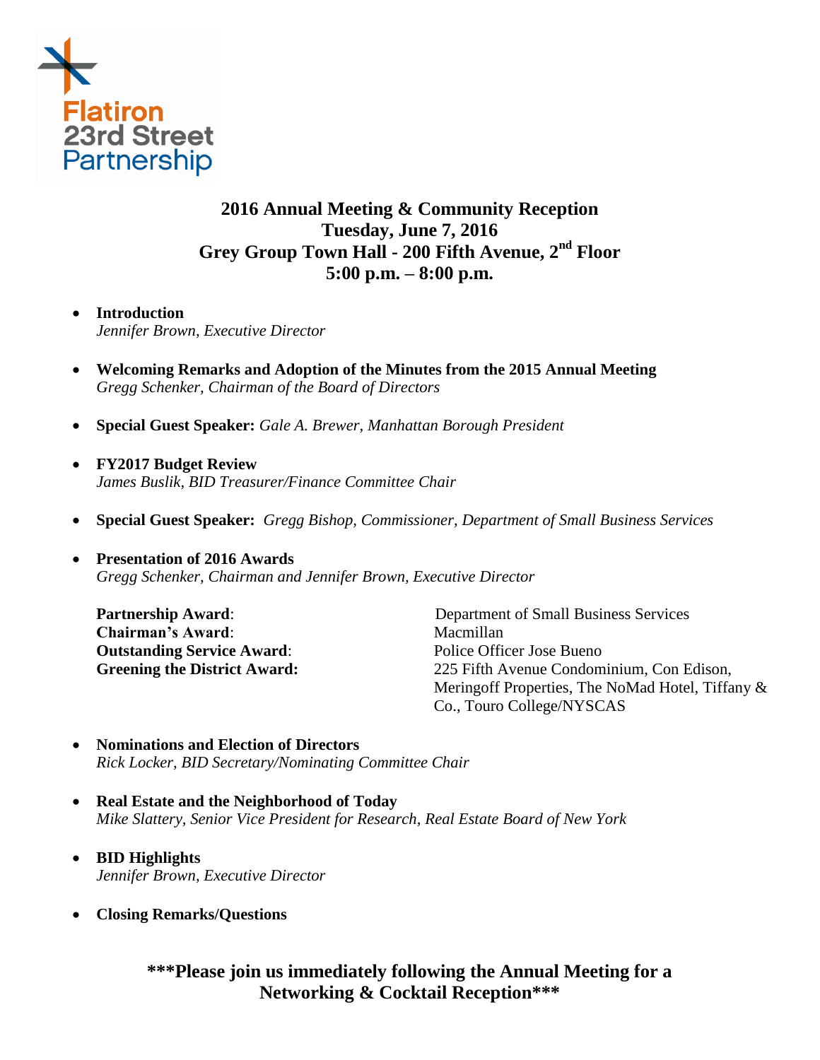Flatiron
23rd Street
Partnership

# 2016 Annual Meeting & Community Reception
## Tuesday, June 7, 2016
## Grey Group Town Hall - 200 Fifth Avenue, 2nd Floor
## 5:00 p.m. – 8:00 p.m.

- **Introduction**
  *Jennifer Brown, Executive Director*

- **Welcoming Remarks and Adoption of the Minutes from the 2015 Annual Meeting**
  *Gregg Schenker, Chairman of the Board of Directors*

- **Special Guest Speaker:** *Gale A. Brewer, Manhattan Borough President*

- **FY2017 Budget Review**
  *James Buslik, BID Treasurer/Finance Committee Chair*

- **Special Guest Speaker:** *Gregg Bishop, Commissioner, Department of Small Business Services*

- **Presentation of 2016 Awards**
  *Gregg Schenker, Chairman and Jennifer Brown, Executive Director*

  **Partnership Award**: Department of Small Business Services
  **Chairman's Award**: Macmillan
  **Outstanding Service Award**: Police Officer Jose Bueno
  **Greening the District Award:** 225 Fifth Avenue Condominium, Con Edison, Meringoff Properties, The NoMad Hotel, Tiffany & Co., Touro College/NYSCAS

- **Nominations and Election of Directors**
  *Rick Locker, BID Secretary/Nominating Committee Chair*

- **Real Estate and the Neighborhood of Today**
  *Mike Slattery, Senior Vice President for Research, Real Estate Board of New York*

- **BID Highlights**
  *Jennifer Brown, Executive Director*

- **Closing Remarks/Questions**

**\*\*\*Please join us immediately following the Annual Meeting for a Networking & Cocktail Reception\*\*\***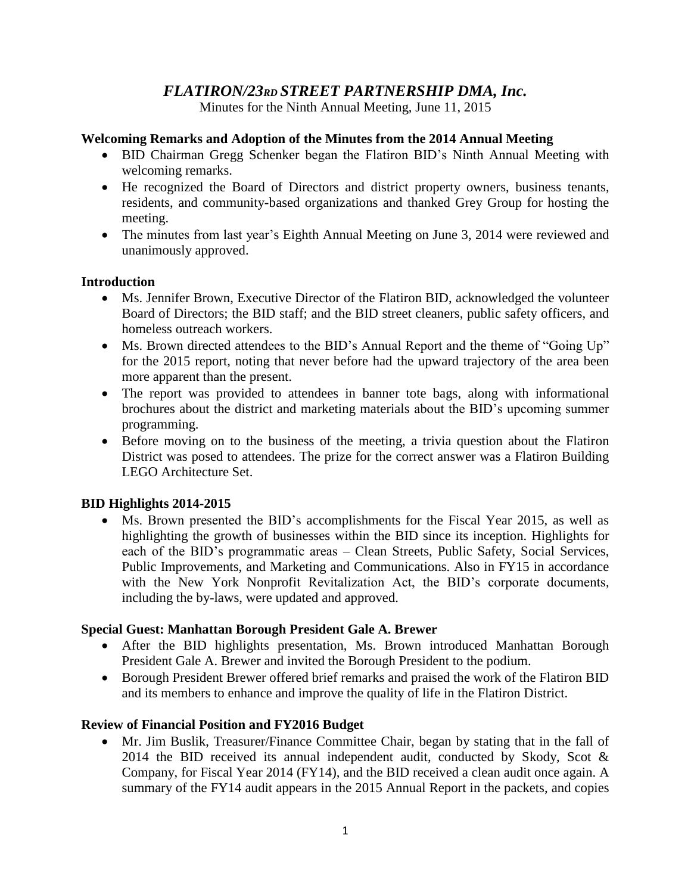# *FLATIRON/23RD STREET PARTNERSHIP DMA, Inc.*

Minutes for the Ninth Annual Meeting, June 11, 2015

## Welcoming Remarks and Adoption of the Minutes from the 2014 Annual Meeting

- BID Chairman Gregg Schenker began the Flatiron BID's Ninth Annual Meeting with welcoming remarks.
- He recognized the Board of Directors and district property owners, business tenants, residents, and community-based organizations and thanked Grey Group for hosting the meeting.
- The minutes from last year's Eighth Annual Meeting on June 3, 2014 were reviewed and unanimously approved.

## Introduction

- Ms. Jennifer Brown, Executive Director of the Flatiron BID, acknowledged the volunteer Board of Directors; the BID staff; and the BID street cleaners, public safety officers, and homeless outreach workers.
- Ms. Brown directed attendees to the BID's Annual Report and the theme of "Going Up" for the 2015 report, noting that never before had the upward trajectory of the area been more apparent than the present.
- The report was provided to attendees in banner tote bags, along with informational brochures about the district and marketing materials about the BID's upcoming summer programming.
- Before moving on to the business of the meeting, a trivia question about the Flatiron District was posed to attendees. The prize for the correct answer was a Flatiron Building LEGO Architecture Set.

## BID Highlights 2014-2015

- Ms. Brown presented the BID's accomplishments for the Fiscal Year 2015, as well as highlighting the growth of businesses within the BID since its inception. Highlights for each of the BID's programmatic areas – Clean Streets, Public Safety, Social Services, Public Improvements, and Marketing and Communications. Also in FY15 in accordance with the New York Nonprofit Revitalization Act, the BID's corporate documents, including the by-laws, were updated and approved.

## Special Guest: Manhattan Borough President Gale A. Brewer

- After the BID highlights presentation, Ms. Brown introduced Manhattan Borough President Gale A. Brewer and invited the Borough President to the podium.
- Borough President Brewer offered brief remarks and praised the work of the Flatiron BID and its members to enhance and improve the quality of life in the Flatiron District.

## Review of Financial Position and FY2016 Budget

- Mr. Jim Buslik, Treasurer/Finance Committee Chair, began by stating that in the fall of 2014 the BID received its annual independent audit, conducted by Skody, Scot & Company, for Fiscal Year 2014 (FY14), and the BID received a clean audit once again. A summary of the FY14 audit appears in the 2015 Annual Report in the packets, and copies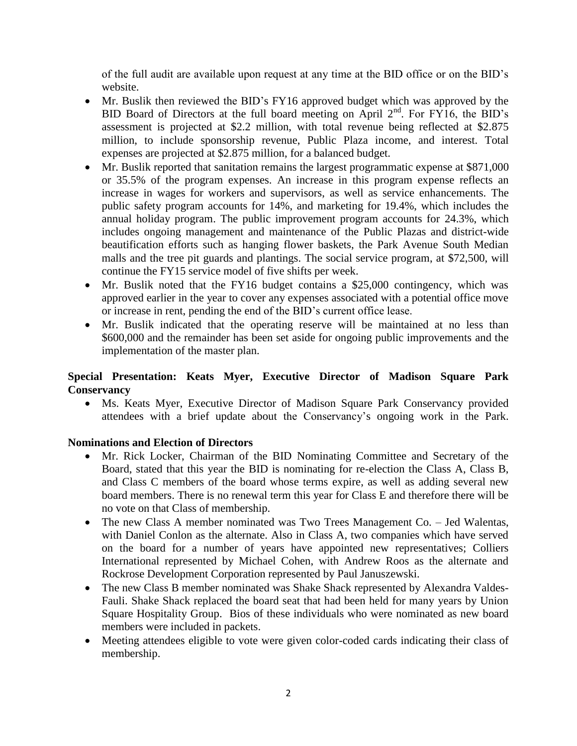of the full audit are available upon request at any time at the BID office or on the BID's website.

- Mr. Buslik then reviewed the BID's FY16 approved budget which was approved by the BID Board of Directors at the full board meeting on April 2nd. For FY16, the BID's assessment is projected at $2.2 million, with total revenue being reflected at $2.875 million, to include sponsorship revenue, Public Plaza income, and interest. Total expenses are projected at $2.875 million, for a balanced budget.
- Mr. Buslik reported that sanitation remains the largest programmatic expense at $871,000 or 35.5% of the program expenses. An increase in this program expense reflects an increase in wages for workers and supervisors, as well as service enhancements. The public safety program accounts for 14%, and marketing for 19.4%, which includes the annual holiday program. The public improvement program accounts for 24.3%, which includes ongoing management and maintenance of the Public Plazas and district-wide beautification efforts such as hanging flower baskets, the Park Avenue South Median malls and the tree pit guards and plantings. The social service program, at $72,500, will continue the FY15 service model of five shifts per week.
- Mr. Buslik noted that the FY16 budget contains a $25,000 contingency, which was approved earlier in the year to cover any expenses associated with a potential office move or increase in rent, pending the end of the BID's current office lease.
- Mr. Buslik indicated that the operating reserve will be maintained at no less than $600,000 and the remainder has been set aside for ongoing public improvements and the implementation of the master plan.

**Special Presentation: Keats Myer, Executive Director of Madison Square Park Conservancy**

- Ms. Keats Myer, Executive Director of Madison Square Park Conservancy provided attendees with a brief update about the Conservancy's ongoing work in the Park.

**Nominations and Election of Directors**

- Mr. Rick Locker, Chairman of the BID Nominating Committee and Secretary of the Board, stated that this year the BID is nominating for re-election the Class A, Class B, and Class C members of the board whose terms expire, as well as adding several new board members. There is no renewal term this year for Class E and therefore there will be no vote on that Class of membership.
- The new Class A member nominated was Two Trees Management Co. – Jed Walentas, with Daniel Conlon as the alternate. Also in Class A, two companies which have served on the board for a number of years have appointed new representatives; Colliers International represented by Michael Cohen, with Andrew Roos as the alternate and Rockrose Development Corporation represented by Paul Januszewski.
- The new Class B member nominated was Shake Shack represented by Alexandra Valdes-Fauli. Shake Shack replaced the board seat that had been held for many years by Union Square Hospitality Group. Bios of these individuals who were nominated as new board members were included in packets.
- Meeting attendees eligible to vote were given color-coded cards indicating their class of membership.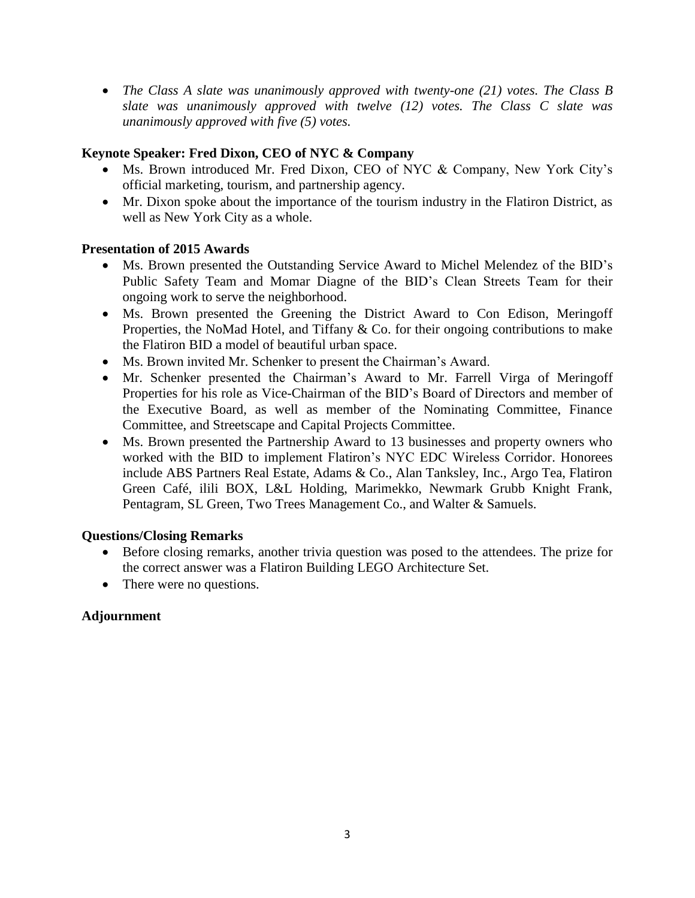- *The Class A slate was unanimously approved with twenty-one (21) votes. The Class B slate was unanimously approved with twelve (12) votes. The Class C slate was unanimously approved with five (5) votes.*

**Keynote Speaker: Fred Dixon, CEO of NYC & Company**

- Ms. Brown introduced Mr. Fred Dixon, CEO of NYC & Company, New York City's official marketing, tourism, and partnership agency.
- Mr. Dixon spoke about the importance of the tourism industry in the Flatiron District, as well as New York City as a whole.

**Presentation of 2015 Awards**

- Ms. Brown presented the Outstanding Service Award to Michel Melendez of the BID's Public Safety Team and Momar Diagne of the BID's Clean Streets Team for their ongoing work to serve the neighborhood.
- Ms. Brown presented the Greening the District Award to Con Edison, Meringoff Properties, the NoMad Hotel, and Tiffany & Co. for their ongoing contributions to make the Flatiron BID a model of beautiful urban space.
- Ms. Brown invited Mr. Schenker to present the Chairman's Award.
- Mr. Schenker presented the Chairman's Award to Mr. Farrell Virga of Meringoff Properties for his role as Vice-Chairman of the BID's Board of Directors and member of the Executive Board, as well as member of the Nominating Committee, Finance Committee, and Streetscape and Capital Projects Committee.
- Ms. Brown presented the Partnership Award to 13 businesses and property owners who worked with the BID to implement Flatiron's NYC EDC Wireless Corridor. Honorees include ABS Partners Real Estate, Adams & Co., Alan Tanksley, Inc., Argo Tea, Flatiron Green Café, ilili BOX, L&L Holding, Marimekko, Newmark Grubb Knight Frank, Pentagram, SL Green, Two Trees Management Co., and Walter & Samuels.

**Questions/Closing Remarks**

- Before closing remarks, another trivia question was posed to the attendees. The prize for the correct answer was a Flatiron Building LEGO Architecture Set.
- There were no questions.

**Adjournment**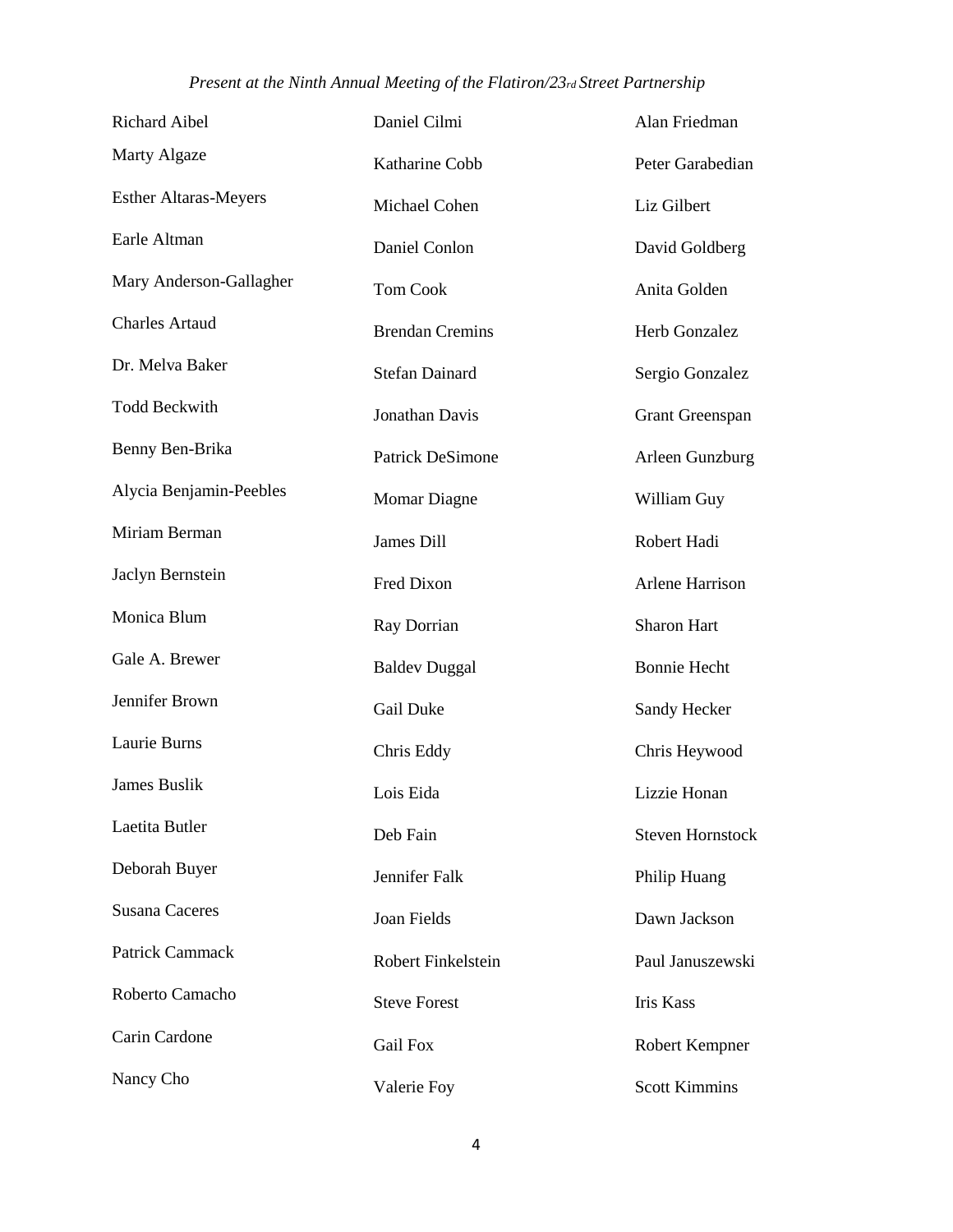*Present at the Ninth Annual Meeting of the Flatiron/23rd Street Partnership*

Richard Aibel
Marty Algaze
Esther Altaras-Meyers
Earle Altman
Mary Anderson-Gallagher
Charles Artaud
Dr. Melva Baker
Todd Beckwith
Benny Ben-Brika
Alycia Benjamin-Peebles
Miriam Berman
Jaclyn Bernstein
Monica Blum
Gale A. Brewer
Jennifer Brown
Laurie Burns
James Buslik
Laetita Butler
Deborah Buyer
Susana Caceres
Patrick Cammack
Roberto Camacho
Carin Cardone
Nancy Cho
Daniel Cilmi
Katharine Cobb
Michael Cohen
Daniel Conlon
Tom Cook
Brendan Cremins
Stefan Dainard
Jonathan Davis
Patrick DeSimone
Momar Diagne
James Dill
Fred Dixon
Ray Dorrian
Baldev Duggal
Gail Duke
Chris Eddy
Lois Eida
Deb Fain
Jennifer Falk
Joan Fields
Robert Finkelstein
Steve Forest
Gail Fox
Valerie Foy
Alan Friedman
Peter Garabedian
Liz Gilbert
David Goldberg
Anita Golden
Herb Gonzalez
Sergio Gonzalez
Grant Greenspan
Arleen Gunzburg
William Guy
Robert Hadi
Arlene Harrison
Sharon Hart
Bonnie Hecht
Sandy Hecker
Chris Heywood
Lizzie Honan
Steven Hornstock
Philip Huang
Dawn Jackson
Paul Januszewski
Iris Kass
Robert Kempner
Scott Kimmins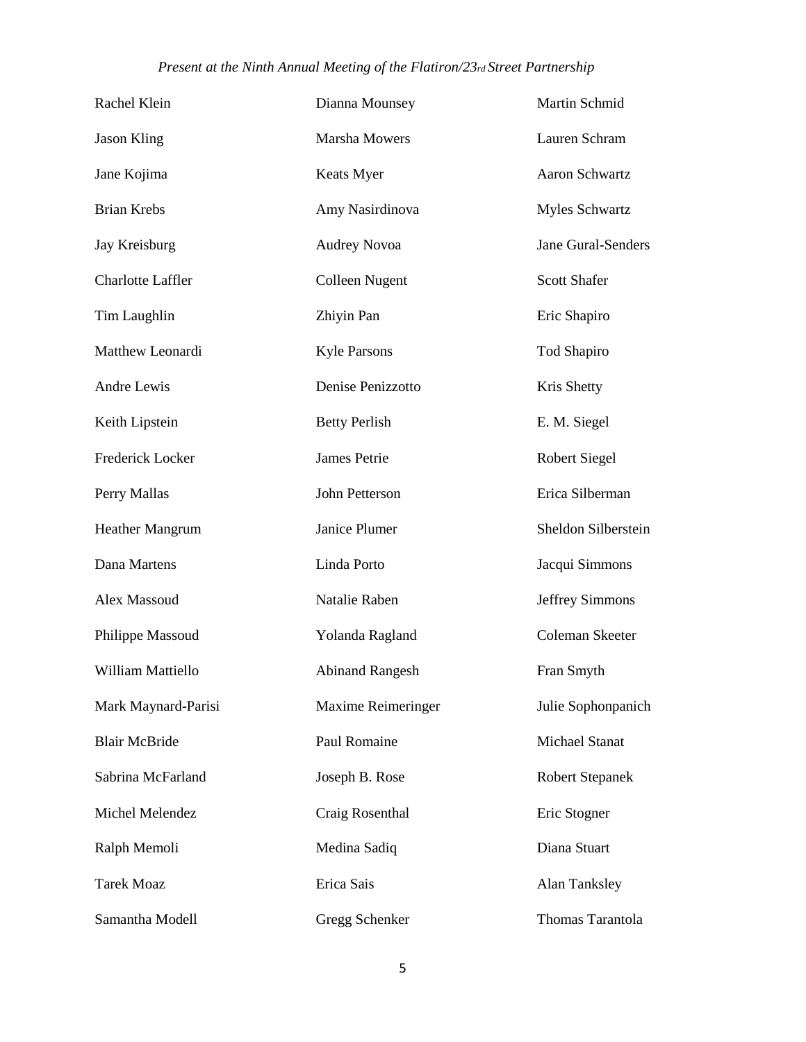*Present at the Ninth Annual Meeting of the Flatiron/23rd Street Partnership*

Rachel Klein
Jason Kling
Jane Kojima
Brian Krebs
Jay Kreisburg
Charlotte Laffler
Tim Laughlin
Matthew Leonardi
Andre Lewis
Keith Lipstein
Frederick Locker
Perry Mallas
Heather Mangrum
Dana Martens
Alex Massoud
Philippe Massoud
William Mattiello
Mark Maynard-Parisi
Blair McBride
Sabrina McFarland
Michel Melendez
Ralph Memoli
Tarek Moaz
Samantha Modell
Dianna Mounsey
Marsha Mowers
Keats Myer
Amy Nasirdinova
Audrey Novoa
Colleen Nugent
Zhiyin Pan
Kyle Parsons
Denise Penizzotto
Betty Perlish
James Petrie
John Petterson
Janice Plumer
Linda Porto
Natalie Raben
Yolanda Ragland
Abinand Rangesh
Maxime Reimeringer
Paul Romaine
Joseph B. Rose
Craig Rosenthal
Medina Sadiq
Erica Sais
Gregg Schenker
Martin Schmid
Lauren Schram
Aaron Schwartz
Myles Schwartz
Jane Gural-Senders
Scott Shafer
Eric Shapiro
Tod Shapiro
Kris Shetty
E. M. Siegel
Robert Siegel
Erica Silberman
Sheldon Silberstein
Jacqui Simmons
Jeffrey Simmons
Coleman Skeeter
Fran Smyth
Julie Sophonpanich
Michael Stanat
Robert Stepanek
Eric Stogner
Diana Stuart
Alan Tanksley
Thomas Tarantola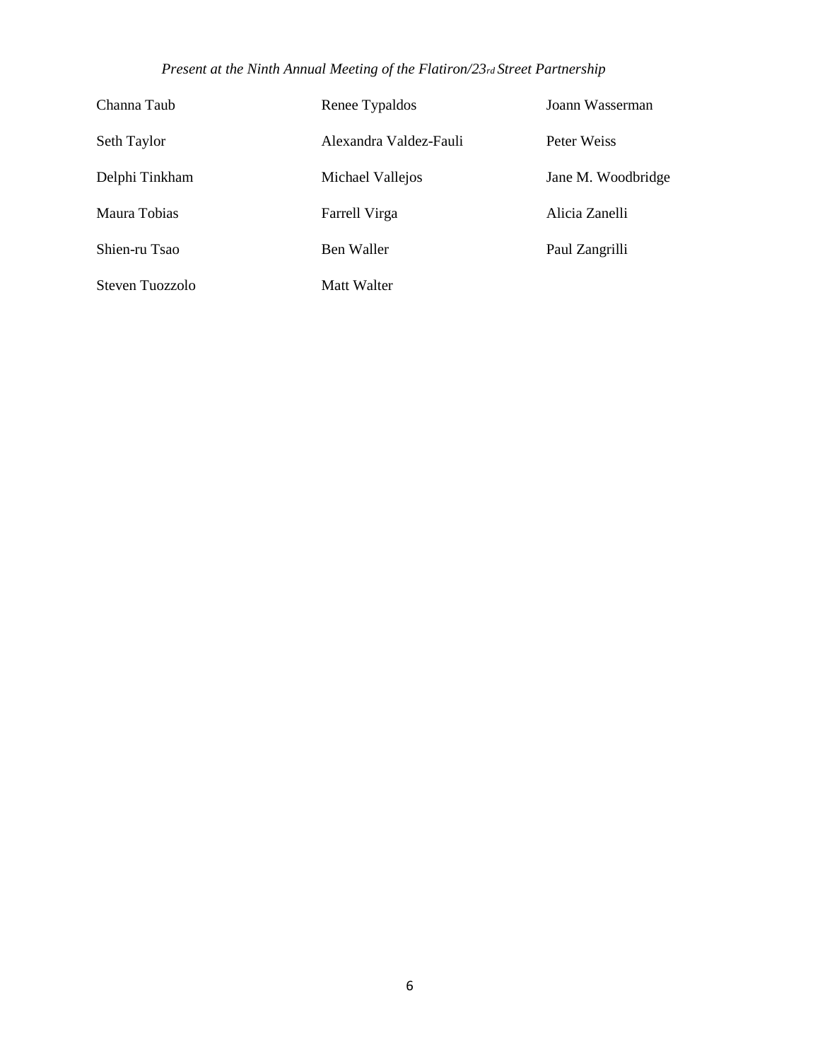*Present at the Ninth Annual Meeting of the Flatiron/23rd Street Partnership*

Channa Taub

Seth Taylor

Delphi Tinkham

Maura Tobias

Shien-ru Tsao

Steven Tuozzolo

Renee Typaldos

Alexandra Valdez-Fauli

Michael Vallejos

Farrell Virga

Ben Waller

Matt Walter

Joann Wasserman

Peter Weiss

Jane M. Woodbridge

Alicia Zanelli

Paul Zangrilli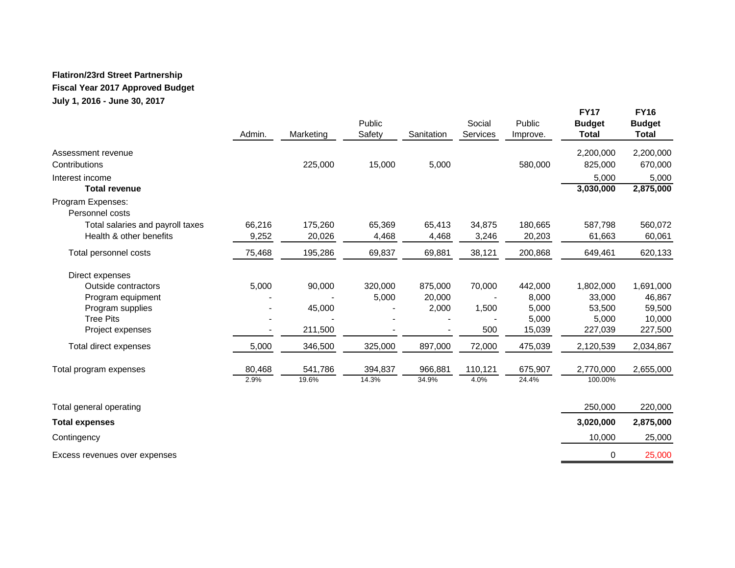**Flatiron/23rd Street Partnership**

**Fiscal Year 2017 Approved Budget**

**July 1, 2016 - June 30, 2017**

| | Admin. | Marketing | Public Safety | Sanitation | Social Services | Public Improve. | **FY17 Budget Total** | **FY16 Budget Total** |
|---|---|---|---|---|---|---|---|---|
| Assessment revenue | | | | | | | 2,200,000 | 2,200,000 |
| Contributions | | 225,000 | 15,000 | 5,000 | | 580,000 | 825,000 | 670,000 |
| Interest income | | | | | | | 5,000 | 5,000 |
| **Total revenue** | | | | | | | **3,030,000** | **2,875,000** |
| Program Expenses: | | | | | | | | |
| Personnel costs | | | | | | | | |
| Total salaries and payroll taxes | 66,216 | 175,260 | 65,369 | 65,413 | 34,875 | 180,665 | 587,798 | 560,072 |
| Health & other benefits | 9,252 | 20,026 | 4,468 | 4,468 | 3,246 | 20,203 | 61,663 | 60,061 |
| Total personnel costs | 75,468 | 195,286 | 69,837 | 69,881 | 38,121 | 200,868 | 649,461 | 620,133 |
| Direct expenses | | | | | | | | |
| Outside contractors | 5,000 | 90,000 | 320,000 | 875,000 | 70,000 | 442,000 | 1,802,000 | 1,691,000 |
| Program equipment | - | - | 5,000 | 20,000 | - | 8,000 | 33,000 | 46,867 |
| Program supplies | - | 45,000 | - | 2,000 | 1,500 | 5,000 | 53,500 | 59,500 |
| Tree Pits | - | - | - | - | - | 5,000 | 5,000 | 10,000 |
| Project expenses | - | 211,500 | - | - | 500 | 15,039 | 227,039 | 227,500 |
| Total direct expenses | 5,000 | 346,500 | 325,000 | 897,000 | 72,000 | 475,039 | 2,120,539 | 2,034,867 |
| Total program expenses | 80,468 | 541,786 | 394,837 | 966,881 | 110,121 | 675,907 | 2,770,000 | 2,655,000 |
| | 2.9% | 19.6% | 14.3% | 34.9% | 4.0% | 24.4% | 100.00% | |
| Total general operating | | | | | | | 250,000 | 220,000 |
| **Total expenses** | | | | | | | **3,020,000** | **2,875,000** |
| Contingency | | | | | | | 10,000 | 25,000 |
| Excess revenues over expenses | | | | | | | 0 | 25,000 |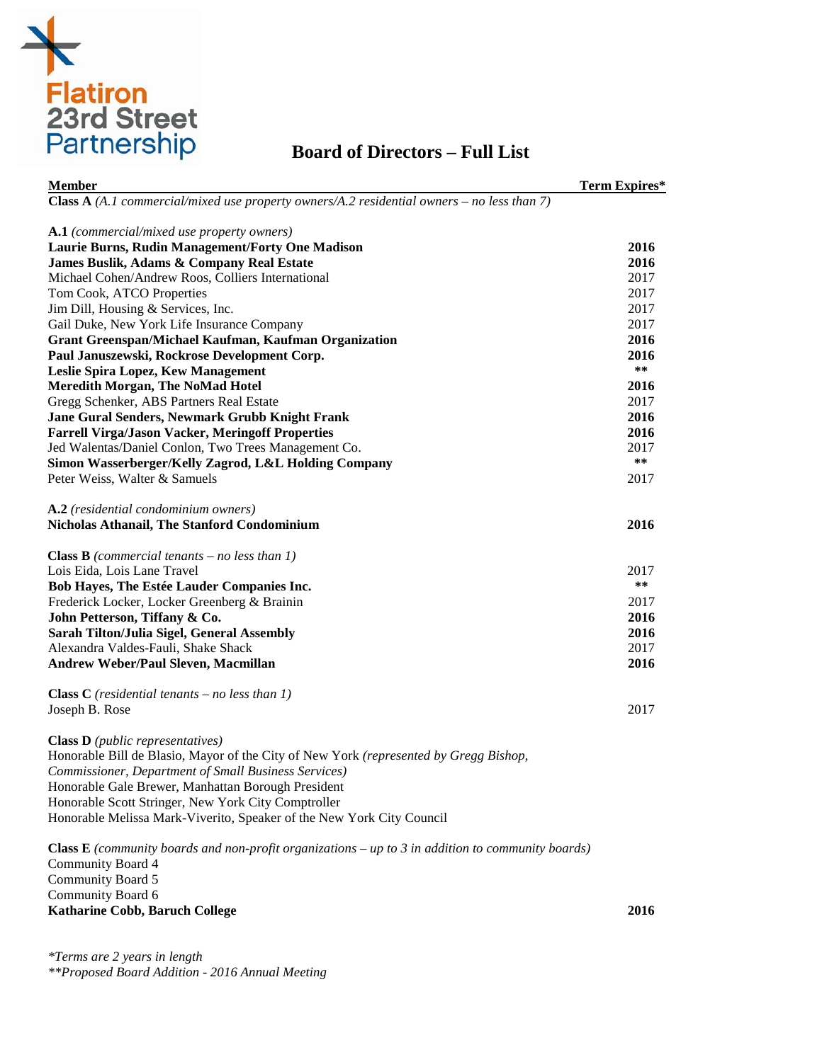Flatiron 23rd Street Partnership

# Board of Directors – Full List

| Member | Term Expires* |
|---|---|
| **Class A** *(A.1 commercial/mixed use property owners/A.2 residential owners – no less than 7)* | |
| | |
| **A.1** *(commercial/mixed use property owners)* | |
| **Laurie Burns, Rudin Management/Forty One Madison** | **2016** |
| **James Buslik, Adams & Company Real Estate** | **2016** |
| Michael Cohen/Andrew Roos, Colliers International | 2017 |
| Tom Cook, ATCO Properties | 2017 |
| Jim Dill, Housing & Services, Inc. | 2017 |
| Gail Duke, New York Life Insurance Company | 2017 |
| **Grant Greenspan/Michael Kaufman, Kaufman Organization** | **2016** |
| **Paul Januszewski, Rockrose Development Corp.** | **2016** |
| **Leslie Spira Lopez, Kew Management** | ** |
| **Meredith Morgan, The NoMad Hotel** | **2016** |
| Gregg Schenker, ABS Partners Real Estate | 2017 |
| **Jane Gural Senders, Newmark Grubb Knight Frank** | **2016** |
| **Farrell Virga/Jason Vacker, Meringoff Properties** | **2016** |
| Jed Walentas/Daniel Conlon, Two Trees Management Co. | 2017 |
| **Simon Wasserberger/Kelly Zagrod, L&L Holding Company** | ** |
| Peter Weiss, Walter & Samuels | 2017 |
| | |
| **A.2** *(residential condominium owners)* | |
| **Nicholas Athanail, The Stanford Condominium** | **2016** |
| | |
| **Class B** *(commercial tenants – no less than 1)* | |
| Lois Eida, Lois Lane Travel | 2017 |
| **Bob Hayes, The Estée Lauder Companies Inc.** | ** |
| Frederick Locker, Locker Greenberg & Brainin | 2017 |
| **John Petterson, Tiffany & Co.** | **2016** |
| **Sarah Tilton/Julia Sigel, General Assembly** | **2016** |
| Alexandra Valdes-Fauli, Shake Shack | 2017 |
| **Andrew Weber/Paul Sleven, Macmillan** | **2016** |
| | |
| **Class C** *(residential tenants – no less than 1)* | |
| Joseph B. Rose | 2017 |
| | |
| **Class D** *(public representatives)* | |
| Honorable Bill de Blasio, Mayor of the City of New York *(represented by Gregg Bishop, Commissioner, Department of Small Business Services)* | |
| Honorable Gale Brewer, Manhattan Borough President | |
| Honorable Scott Stringer, New York City Comptroller | |
| Honorable Melissa Mark-Viverito, Speaker of the New York City Council | |
| | |
| **Class E** *(community boards and non-profit organizations – up to 3 in addition to community boards)* | |
| Community Board 4 | |
| Community Board 5 | |
| Community Board 6 | |
| **Katharine Cobb, Baruch College** | **2016** |

*\*Terms are 2 years in length*
*\*\*Proposed Board Addition - 2016 Annual Meeting*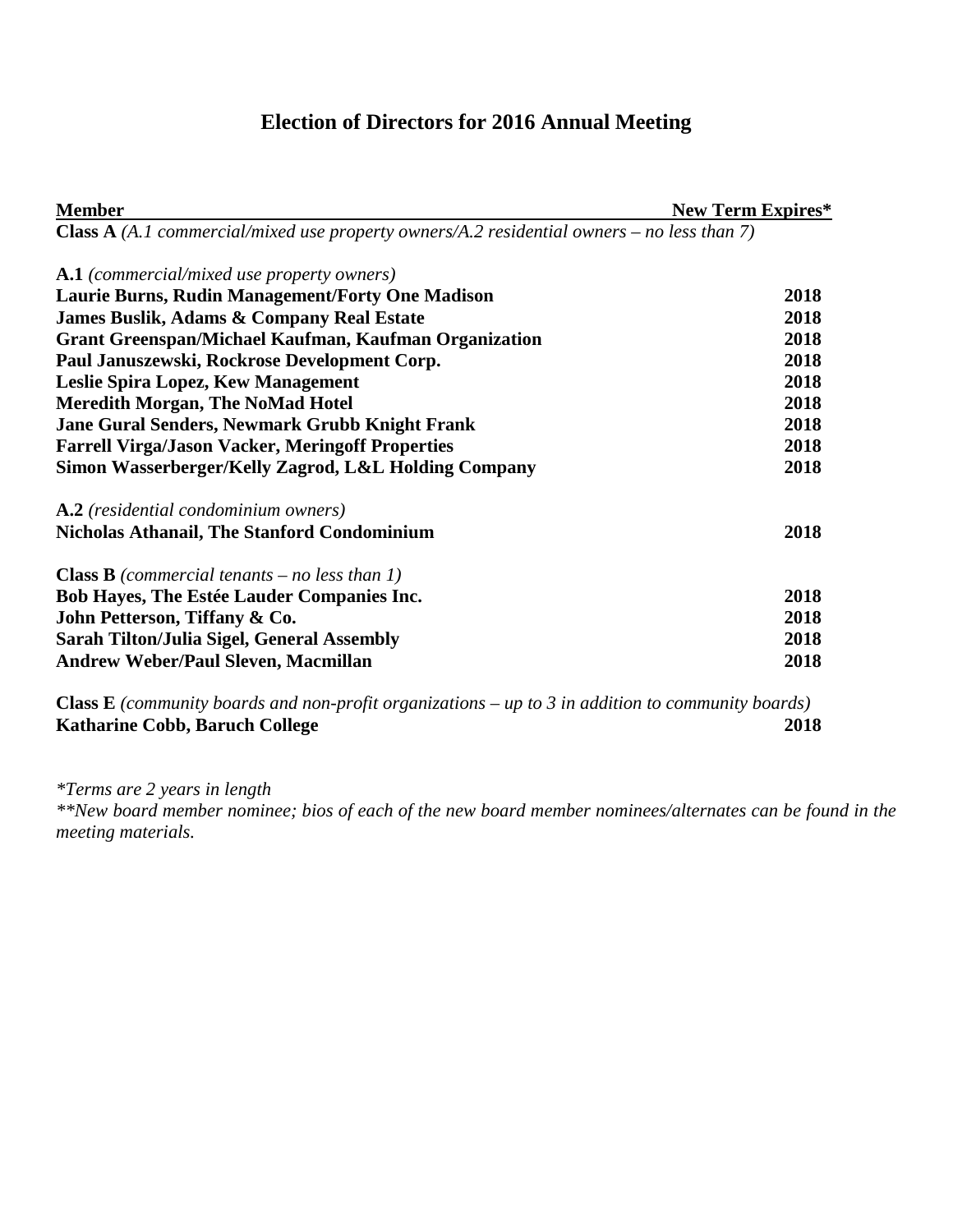# Election of Directors for 2016 Annual Meeting

| Member | New Term Expires* |
|---|---|
| **Class A** *(A.1 commercial/mixed use property owners/A.2 residential owners – no less than 7)* | |
| | |
| **A.1** *(commercial/mixed use property owners)* | |
| **Laurie Burns, Rudin Management/Forty One Madison** | **2018** |
| **James Buslik, Adams & Company Real Estate** | **2018** |
| **Grant Greenspan/Michael Kaufman, Kaufman Organization** | **2018** |
| **Paul Januszewski, Rockrose Development Corp.** | **2018** |
| **Leslie Spira Lopez, Kew Management** | **2018** |
| **Meredith Morgan, The NoMad Hotel** | **2018** |
| **Jane Gural Senders, Newmark Grubb Knight Frank** | **2018** |
| **Farrell Virga/Jason Vacker, Meringoff Properties** | **2018** |
| **Simon Wasserberger/Kelly Zagrod, L&L Holding Company** | **2018** |
| | |
| **A.2** *(residential condominium owners)* | |
| **Nicholas Athanail, The Stanford Condominium** | **2018** |
| | |
| **Class B** *(commercial tenants – no less than 1)* | |
| **Bob Hayes, The Estée Lauder Companies Inc.** | **2018** |
| **John Petterson, Tiffany & Co.** | **2018** |
| **Sarah Tilton/Julia Sigel, General Assembly** | **2018** |
| **Andrew Weber/Paul Sleven, Macmillan** | **2018** |
| | |
| **Class E** *(community boards and non-profit organizations – up to 3 in addition to community boards)* | |
| **Katharine Cobb, Baruch College** | **2018** |

*\*Terms are 2 years in length*

*\*\*New board member nominee; bios of each of the new board member nominees/alternates can be found in the meeting materials.*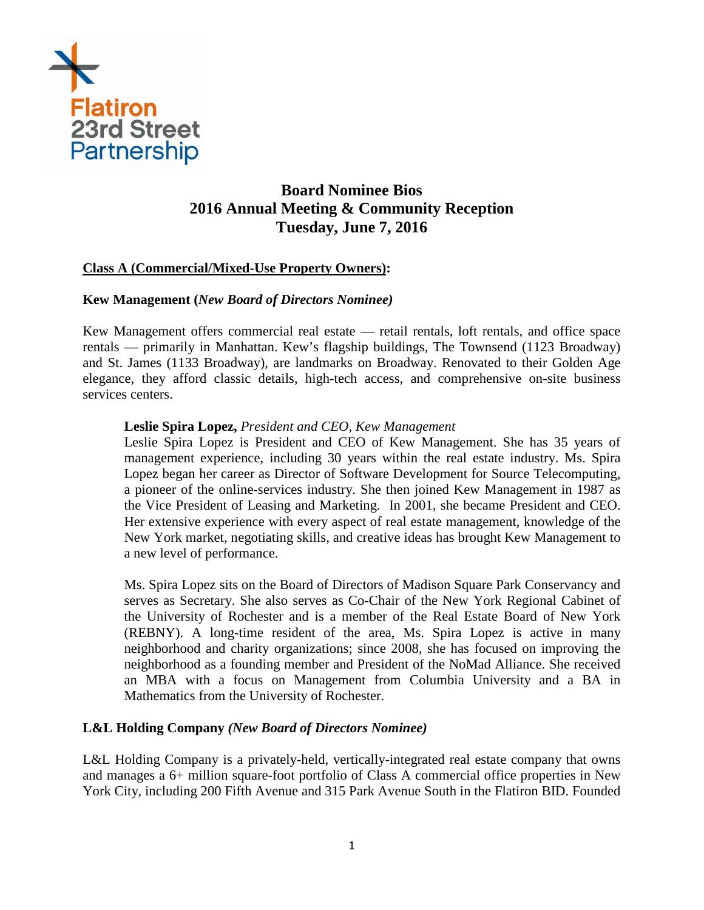Flatiron 23rd Street Partnership

# Board Nominee Bios
## 2016 Annual Meeting & Community Reception
## Tuesday, June 7, 2016

**Class A (Commercial/Mixed-Use Property Owners):**

**Kew Management (*New Board of Directors Nominee)***

Kew Management offers commercial real estate — retail rentals, loft rentals, and office space rentals — primarily in Manhattan. Kew's flagship buildings, The Townsend (1123 Broadway) and St. James (1133 Broadway), are landmarks on Broadway. Renovated to their Golden Age elegance, they afford classic details, high-tech access, and comprehensive on-site business services centers.

> **Leslie Spira Lopez,** *President and CEO, Kew Management*
> Leslie Spira Lopez is President and CEO of Kew Management. She has 35 years of management experience, including 30 years within the real estate industry. Ms. Spira Lopez began her career as Director of Software Development for Source Telecomputing, a pioneer of the online-services industry. She then joined Kew Management in 1987 as the Vice President of Leasing and Marketing. In 2001, she became President and CEO. Her extensive experience with every aspect of real estate management, knowledge of the New York market, negotiating skills, and creative ideas has brought Kew Management to a new level of performance.
>
> Ms. Spira Lopez sits on the Board of Directors of Madison Square Park Conservancy and serves as Secretary. She also serves as Co-Chair of the New York Regional Cabinet of the University of Rochester and is a member of the Real Estate Board of New York (REBNY). A long-time resident of the area, Ms. Spira Lopez is active in many neighborhood and charity organizations; since 2008, she has focused on improving the neighborhood as a founding member and President of the NoMad Alliance. She received an MBA with a focus on Management from Columbia University and a BA in Mathematics from the University of Rochester.

**L&L Holding Company *(New Board of Directors Nominee)***

L&L Holding Company is a privately-held, vertically-integrated real estate company that owns and manages a 6+ million square-foot portfolio of Class A commercial office properties in New York City, including 200 Fifth Avenue and 315 Park Avenue South in the Flatiron BID. Founded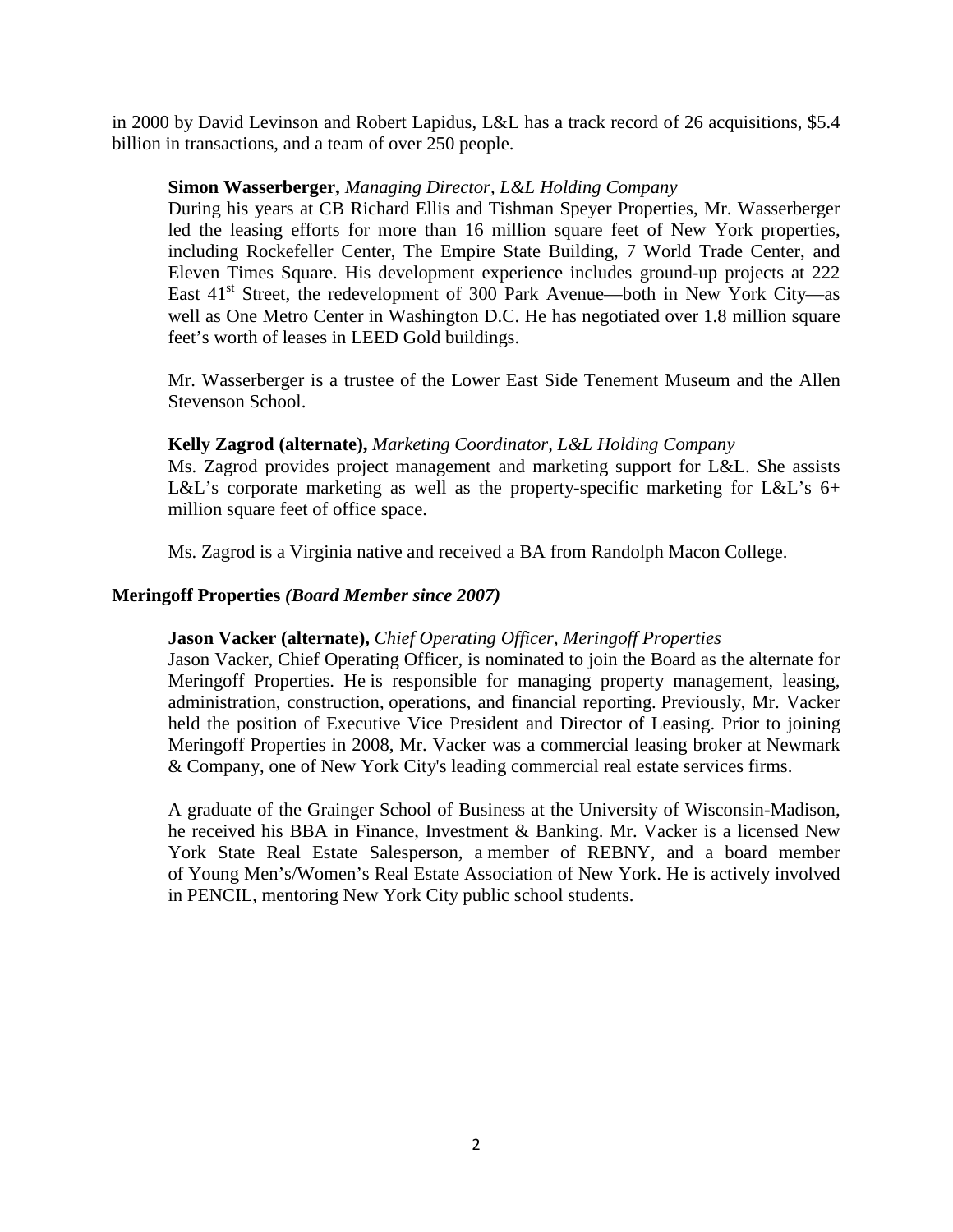in 2000 by David Levinson and Robert Lapidus, L&L has a track record of 26 acquisitions, $5.4 billion in transactions, and a team of over 250 people.

**Simon Wasserberger,** *Managing Director, L&L Holding Company*
During his years at CB Richard Ellis and Tishman Speyer Properties, Mr. Wasserberger led the leasing efforts for more than 16 million square feet of New York properties, including Rockefeller Center, The Empire State Building, 7 World Trade Center, and Eleven Times Square. His development experience includes ground-up projects at 222 East 41st Street, the redevelopment of 300 Park Avenue—both in New York City—as well as One Metro Center in Washington D.C. He has negotiated over 1.8 million square feet's worth of leases in LEED Gold buildings.

Mr. Wasserberger is a trustee of the Lower East Side Tenement Museum and the Allen Stevenson School.

**Kelly Zagrod (alternate),** *Marketing Coordinator, L&L Holding Company*
Ms. Zagrod provides project management and marketing support for L&L. She assists L&L's corporate marketing as well as the property-specific marketing for L&L's 6+ million square feet of office space.

Ms. Zagrod is a Virginia native and received a BA from Randolph Macon College.

**Meringoff Properties *(Board Member since 2007)***

**Jason Vacker (alternate),** *Chief Operating Officer, Meringoff Properties*
Jason Vacker, Chief Operating Officer, is nominated to join the Board as the alternate for Meringoff Properties. He is responsible for managing property management, leasing, administration, construction, operations, and financial reporting. Previously, Mr. Vacker held the position of Executive Vice President and Director of Leasing. Prior to joining Meringoff Properties in 2008, Mr. Vacker was a commercial leasing broker at Newmark & Company, one of New York City's leading commercial real estate services firms.

A graduate of the Grainger School of Business at the University of Wisconsin-Madison, he received his BBA in Finance, Investment & Banking. Mr. Vacker is a licensed New York State Real Estate Salesperson, a member of REBNY, and a board member of Young Men's/Women's Real Estate Association of New York. He is actively involved in PENCIL, mentoring New York City public school students.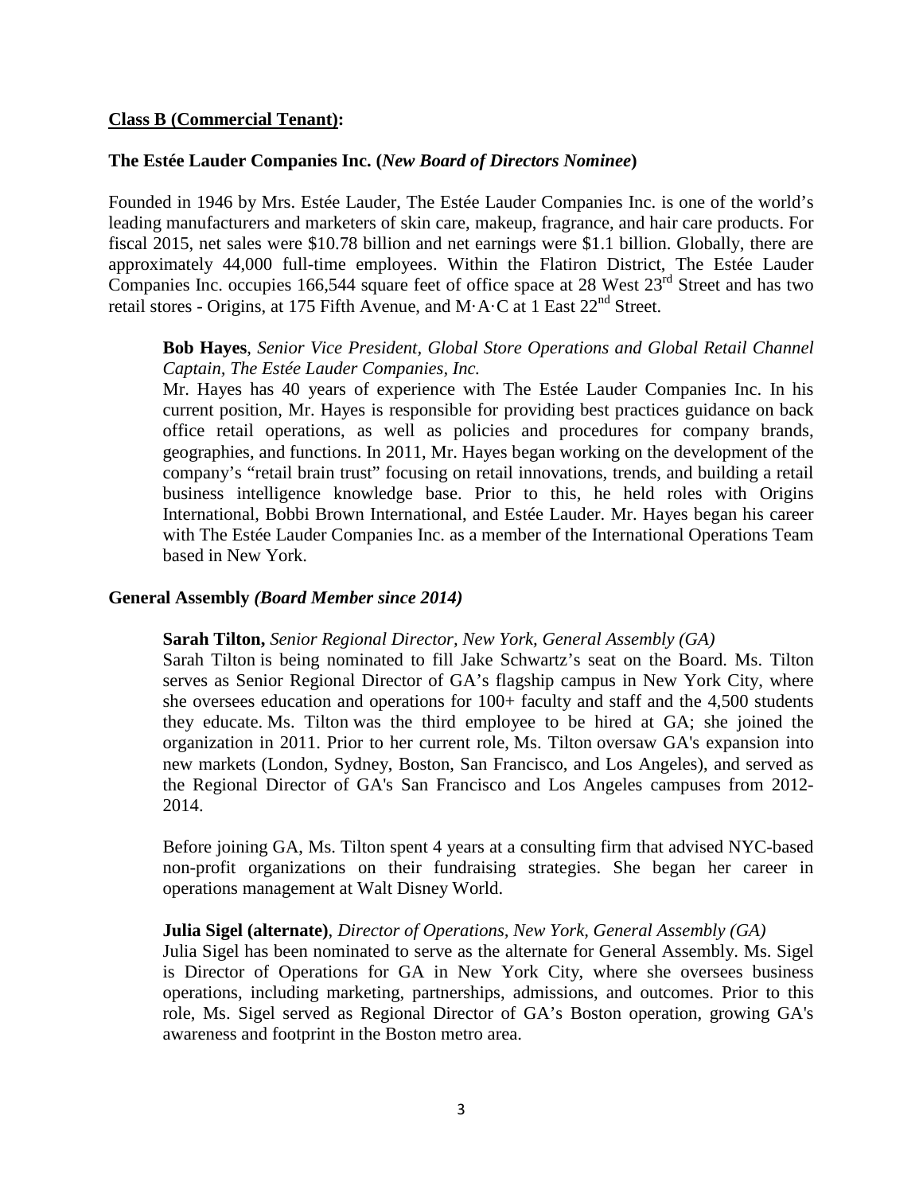**Class B (Commercial Tenant):**

**The Estée Lauder Companies Inc. (*New Board of Directors Nominee*)**

Founded in 1946 by Mrs. Estée Lauder, The Estée Lauder Companies Inc. is one of the world's leading manufacturers and marketers of skin care, makeup, fragrance, and hair care products. For fiscal 2015, net sales were \$10.78 billion and net earnings were \$1.1 billion. Globally, there are approximately 44,000 full-time employees. Within the Flatiron District, The Estée Lauder Companies Inc. occupies 166,544 square feet of office space at 28 West 23rd Street and has two retail stores - Origins, at 175 Fifth Avenue, and M·A·C at 1 East 22nd Street.

> **Bob Hayes**, *Senior Vice President, Global Store Operations and Global Retail Channel Captain, The Estée Lauder Companies, Inc.*
> Mr. Hayes has 40 years of experience with The Estée Lauder Companies Inc. In his current position, Mr. Hayes is responsible for providing best practices guidance on back office retail operations, as well as policies and procedures for company brands, geographies, and functions. In 2011, Mr. Hayes began working on the development of the company's "retail brain trust" focusing on retail innovations, trends, and building a retail business intelligence knowledge base. Prior to this, he held roles with Origins International, Bobbi Brown International, and Estée Lauder. Mr. Hayes began his career with The Estée Lauder Companies Inc. as a member of the International Operations Team based in New York.

**General Assembly *(Board Member since 2014)***

> **Sarah Tilton,** *Senior Regional Director, New York, General Assembly (GA)*
> Sarah Tilton is being nominated to fill Jake Schwartz's seat on the Board. Ms. Tilton serves as Senior Regional Director of GA's flagship campus in New York City, where she oversees education and operations for 100+ faculty and staff and the 4,500 students they educate. Ms. Tilton was the third employee to be hired at GA; she joined the organization in 2011. Prior to her current role, Ms. Tilton oversaw GA's expansion into new markets (London, Sydney, Boston, San Francisco, and Los Angeles), and served as the Regional Director of GA's San Francisco and Los Angeles campuses from 2012-2014.
>
> Before joining GA, Ms. Tilton spent 4 years at a consulting firm that advised NYC-based non-profit organizations on their fundraising strategies. She began her career in operations management at Walt Disney World.
>
> **Julia Sigel (alternate)**, *Director of Operations, New York, General Assembly (GA)*
> Julia Sigel has been nominated to serve as the alternate for General Assembly. Ms. Sigel is Director of Operations for GA in New York City, where she oversees business operations, including marketing, partnerships, admissions, and outcomes. Prior to this role, Ms. Sigel served as Regional Director of GA's Boston operation, growing GA's awareness and footprint in the Boston metro area.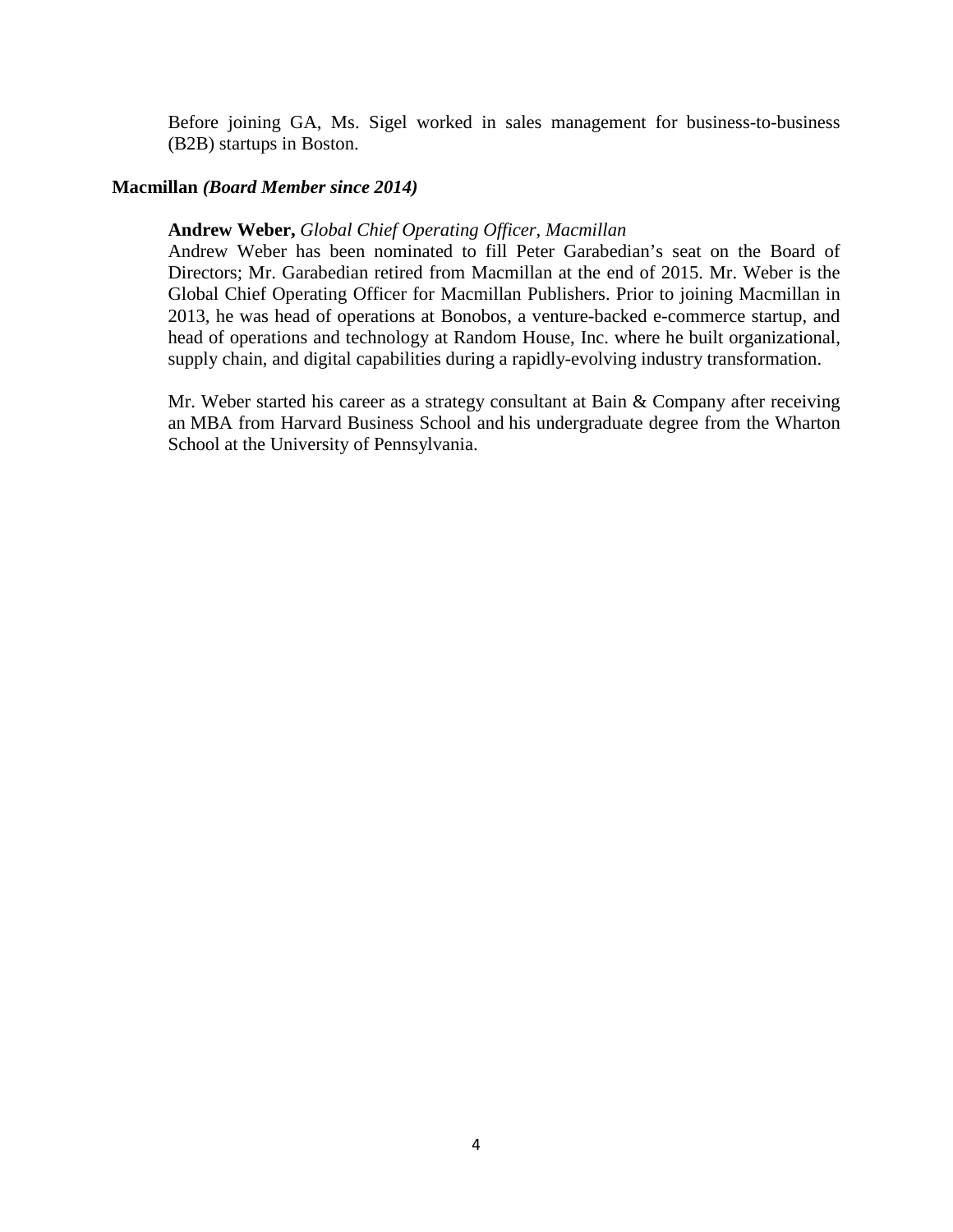Before joining GA, Ms. Sigel worked in sales management for business-to-business (B2B) startups in Boston.

**Macmillan *(Board Member since 2014)***

**Andrew Weber,** *Global Chief Operating Officer, Macmillan*

Andrew Weber has been nominated to fill Peter Garabedian's seat on the Board of Directors; Mr. Garabedian retired from Macmillan at the end of 2015. Mr. Weber is the Global Chief Operating Officer for Macmillan Publishers. Prior to joining Macmillan in 2013, he was head of operations at Bonobos, a venture-backed e-commerce startup, and head of operations and technology at Random House, Inc. where he built organizational, supply chain, and digital capabilities during a rapidly-evolving industry transformation.

Mr. Weber started his career as a strategy consultant at Bain & Company after receiving an MBA from Harvard Business School and his undergraduate degree from the Wharton School at the University of Pennsylvania.